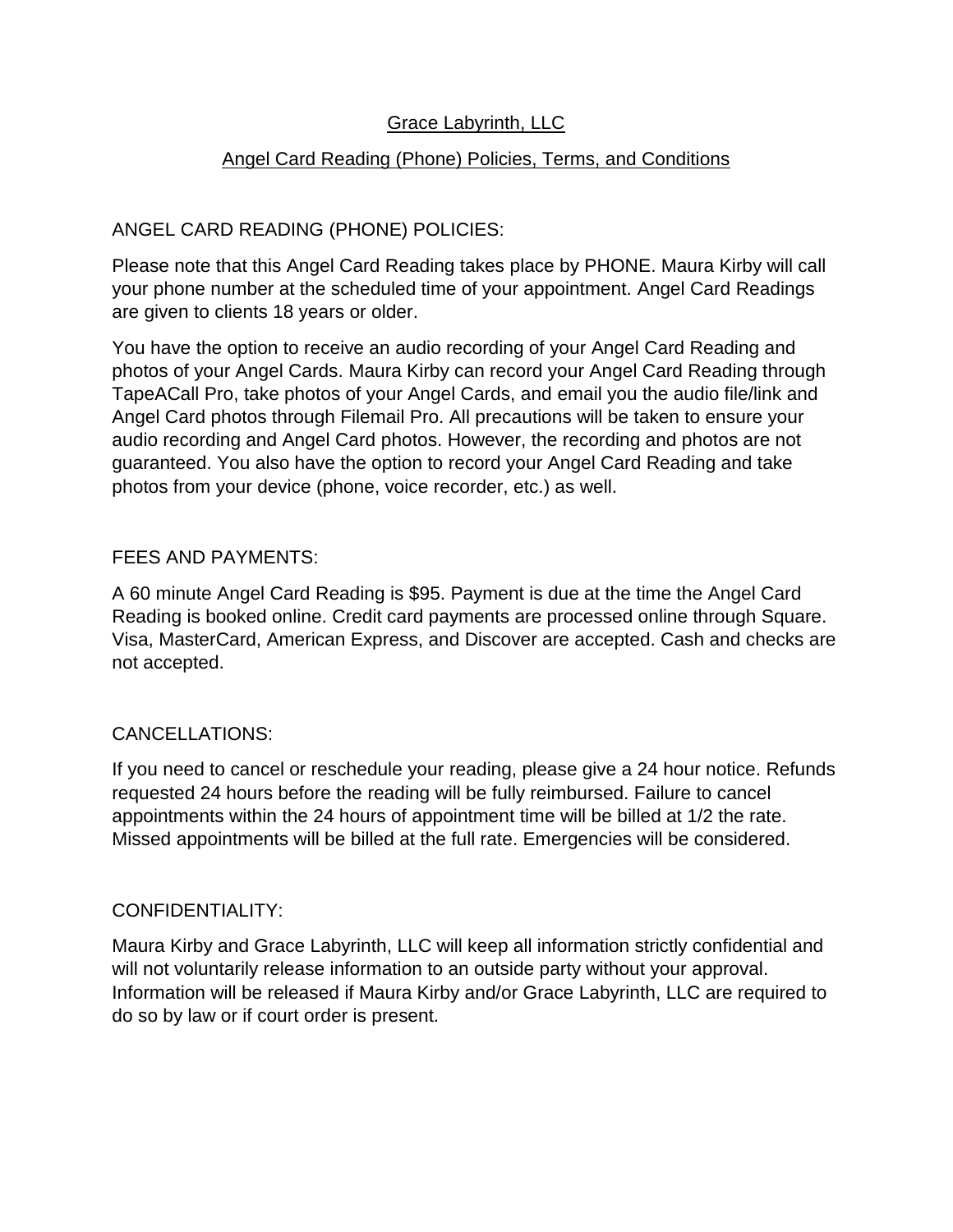# Grace Labyrinth, LLC

## Angel Card Reading (Phone) Policies, Terms, and Conditions

### ANGEL CARD READING (PHONE) POLICIES:

Please note that this Angel Card Reading takes place by PHONE. Maura Kirby will call your phone number at the scheduled time of your appointment. Angel Card Readings are given to clients 18 years or older.

You have the option to receive an audio recording of your Angel Card Reading and photos of your Angel Cards. Maura Kirby can record your Angel Card Reading through TapeACall Pro, take photos of your Angel Cards, and email you the audio file/link and Angel Card photos through Filemail Pro. All precautions will be taken to ensure your audio recording and Angel Card photos. However, the recording and photos are not guaranteed. You also have the option to record your Angel Card Reading and take photos from your device (phone, voice recorder, etc.) as well.

### FEES AND PAYMENTS:

A 60 minute Angel Card Reading is $95. Payment is due at the time the Angel Card Reading is booked online. Credit card payments are processed online through Square. Visa, MasterCard, American Express, and Discover are accepted. Cash and checks are not accepted.

### CANCELLATIONS:

If you need to cancel or reschedule your reading, please give a 24 hour notice. Refunds requested 24 hours before the reading will be fully reimbursed. Failure to cancel appointments within the 24 hours of appointment time will be billed at 1/2 the rate. Missed appointments will be billed at the full rate. Emergencies will be considered.

### CONFIDENTIALITY:

Maura Kirby and Grace Labyrinth, LLC will keep all information strictly confidential and will not voluntarily release information to an outside party without your approval. Information will be released if Maura Kirby and/or Grace Labyrinth, LLC are required to do so by law or if court order is present.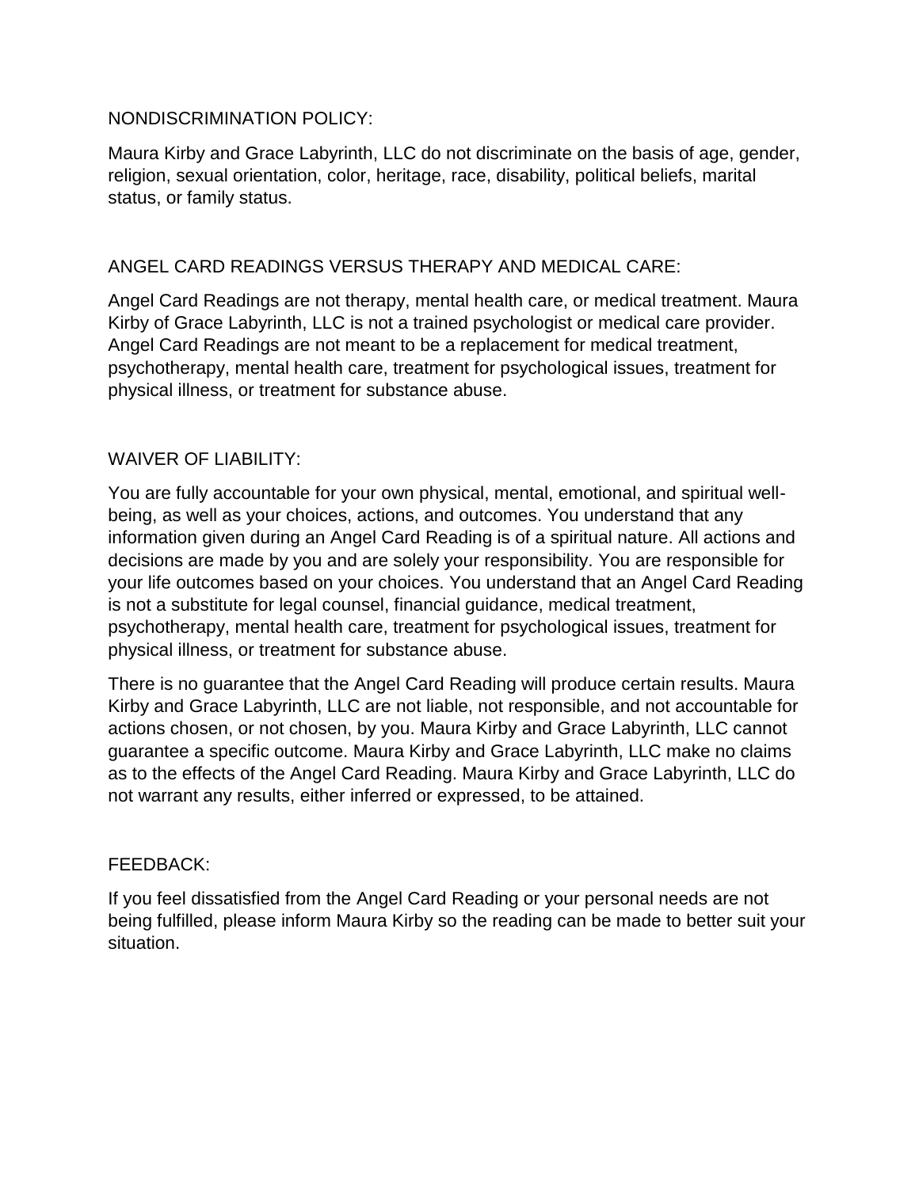## NONDISCRIMINATION POLICY:

Maura Kirby and Grace Labyrinth, LLC do not discriminate on the basis of age, gender, religion, sexual orientation, color, heritage, race, disability, political beliefs, marital status, or family status.

## ANGEL CARD READINGS VERSUS THERAPY AND MEDICAL CARE:

Angel Card Readings are not therapy, mental health care, or medical treatment. Maura Kirby of Grace Labyrinth, LLC is not a trained psychologist or medical care provider. Angel Card Readings are not meant to be a replacement for medical treatment, psychotherapy, mental health care, treatment for psychological issues, treatment for physical illness, or treatment for substance abuse.

## WAIVER OF LIABILITY:

You are fully accountable for your own physical, mental, emotional, and spiritual well-being, as well as your choices, actions, and outcomes. You understand that any information given during an Angel Card Reading is of a spiritual nature. All actions and decisions are made by you and are solely your responsibility. You are responsible for your life outcomes based on your choices. You understand that an Angel Card Reading is not a substitute for legal counsel, financial guidance, medical treatment, psychotherapy, mental health care, treatment for psychological issues, treatment for physical illness, or treatment for substance abuse.

There is no guarantee that the Angel Card Reading will produce certain results. Maura Kirby and Grace Labyrinth, LLC are not liable, not responsible, and not accountable for actions chosen, or not chosen, by you. Maura Kirby and Grace Labyrinth, LLC cannot guarantee a specific outcome. Maura Kirby and Grace Labyrinth, LLC make no claims as to the effects of the Angel Card Reading. Maura Kirby and Grace Labyrinth, LLC do not warrant any results, either inferred or expressed, to be attained.

## FEEDBACK:

If you feel dissatisfied from the Angel Card Reading or your personal needs are not being fulfilled, please inform Maura Kirby so the reading can be made to better suit your situation.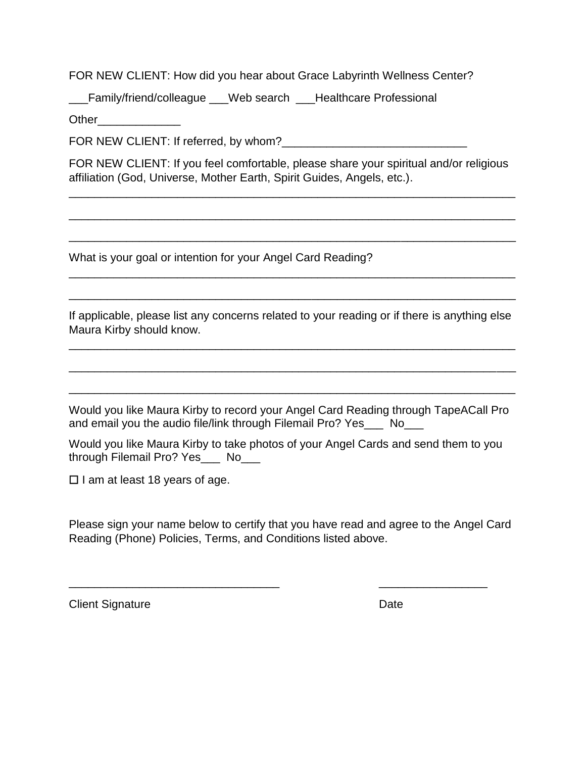FOR NEW CLIENT: How did you hear about Grace Labyrinth Wellness Center?

___Family/friend/colleague ___Web search ___Healthcare Professional

Other_____________

FOR NEW CLIENT: If referred, by whom?_____________________________

FOR NEW CLIENT: If you feel comfortable, please share your spiritual and/or religious affiliation (God, Universe, Mother Earth, Spirit Guides, Angels, etc.).

_______________________________________________________________________

_______________________________________________________________________

_______________________________________________________________________

What is your goal or intention for your Angel Card Reading?

_______________________________________________________________________

_______________________________________________________________________

If applicable, please list any concerns related to your reading or if there is anything else Maura Kirby should know.

_______________________________________________________________________

_______________________________________________________________________

_______________________________________________________________________

Would you like Maura Kirby to record your Angel Card Reading through TapeACall Pro and email you the audio file/link through Filemail Pro? Yes___ No___

Would you like Maura Kirby to take photos of your Angel Cards and send them to you through Filemail Pro? Yes___ No___

☐ I am at least 18 years of age.

Please sign your name below to certify that you have read and agree to the Angel Card Reading (Phone) Policies, Terms, and Conditions listed above.

_________________________________ _________________

Client Signature Date